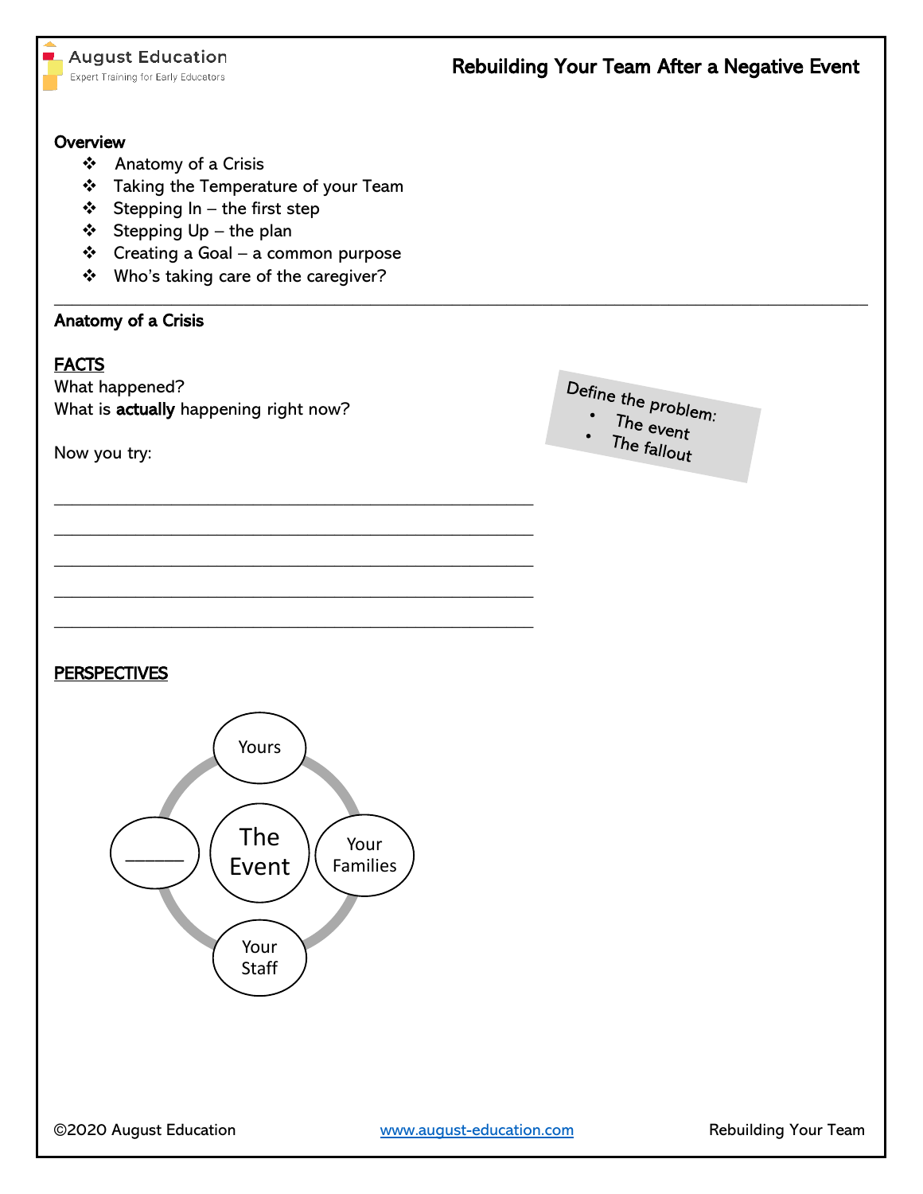# Rebuilding Your Team After a Negative Event

## Overview

- Anatomy of a Crisis
- Taking the Temperature of your Team
- Stepping In – the first step
- Stepping Up – the plan
- Creating a Goal – a common purpose
- Who's taking care of the caregiver?

---

## Anatomy of a Crisis

### FACTS

What happened?
What is **actually** happening right now?

Now you try:

_______________________________________________

_______________________________________________

_______________________________________________

_______________________________________________

_______________________________________________

Define the problem:
- The event
- The fallout

### PERSPECTIVES

- The Event
  - Yours
  - Your Families
  - Your Staff
  - ______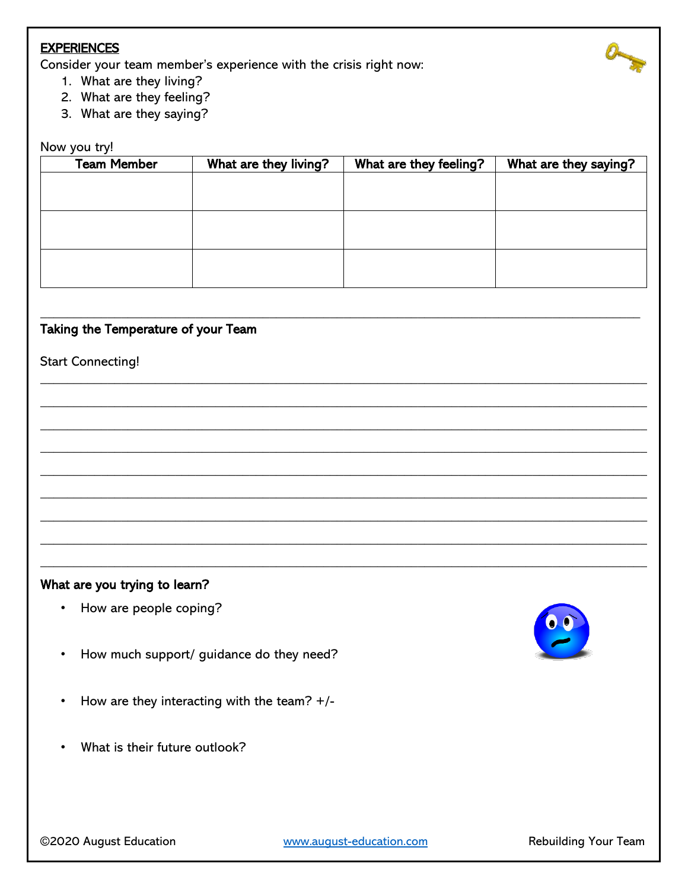**EXPERIENCES**

Consider your team member's experience with the crisis right now:

1. What are they living?
2. What are they feeling?
3. What are they saying?

Now you try!

| Team Member | What are they living? | What are they feeling? | What are they saying? |
|---|---|---|---|
| | | | |
| | | | |
| | | | |

---

**Taking the Temperature of your Team**

Start Connecting!

\_\_\_\_\_\_\_\_\_\_\_\_\_\_\_\_\_\_\_\_\_\_\_\_\_\_\_\_\_\_\_\_\_\_\_\_\_\_\_\_\_\_\_\_\_\_\_\_\_\_\_\_\_\_\_\_\_\_\_\_

\_\_\_\_\_\_\_\_\_\_\_\_\_\_\_\_\_\_\_\_\_\_\_\_\_\_\_\_\_\_\_\_\_\_\_\_\_\_\_\_\_\_\_\_\_\_\_\_\_\_\_\_\_\_\_\_\_\_\_\_

\_\_\_\_\_\_\_\_\_\_\_\_\_\_\_\_\_\_\_\_\_\_\_\_\_\_\_\_\_\_\_\_\_\_\_\_\_\_\_\_\_\_\_\_\_\_\_\_\_\_\_\_\_\_\_\_\_\_\_\_

\_\_\_\_\_\_\_\_\_\_\_\_\_\_\_\_\_\_\_\_\_\_\_\_\_\_\_\_\_\_\_\_\_\_\_\_\_\_\_\_\_\_\_\_\_\_\_\_\_\_\_\_\_\_\_\_\_\_\_\_

\_\_\_\_\_\_\_\_\_\_\_\_\_\_\_\_\_\_\_\_\_\_\_\_\_\_\_\_\_\_\_\_\_\_\_\_\_\_\_\_\_\_\_\_\_\_\_\_\_\_\_\_\_\_\_\_\_\_\_\_

\_\_\_\_\_\_\_\_\_\_\_\_\_\_\_\_\_\_\_\_\_\_\_\_\_\_\_\_\_\_\_\_\_\_\_\_\_\_\_\_\_\_\_\_\_\_\_\_\_\_\_\_\_\_\_\_\_\_\_\_

\_\_\_\_\_\_\_\_\_\_\_\_\_\_\_\_\_\_\_\_\_\_\_\_\_\_\_\_\_\_\_\_\_\_\_\_\_\_\_\_\_\_\_\_\_\_\_\_\_\_\_\_\_\_\_\_\_\_\_\_

\_\_\_\_\_\_\_\_\_\_\_\_\_\_\_\_\_\_\_\_\_\_\_\_\_\_\_\_\_\_\_\_\_\_\_\_\_\_\_\_\_\_\_\_\_\_\_\_\_\_\_\_\_\_\_\_\_\_\_\_

\_\_\_\_\_\_\_\_\_\_\_\_\_\_\_\_\_\_\_\_\_\_\_\_\_\_\_\_\_\_\_\_\_\_\_\_\_\_\_\_\_\_\_\_\_\_\_\_\_\_\_\_\_\_\_\_\_\_\_\_

**What are you trying to learn?**

- How are people coping?
- How much support/ guidance do they need?
- How are they interacting with the team? +/-
- What is their future outlook?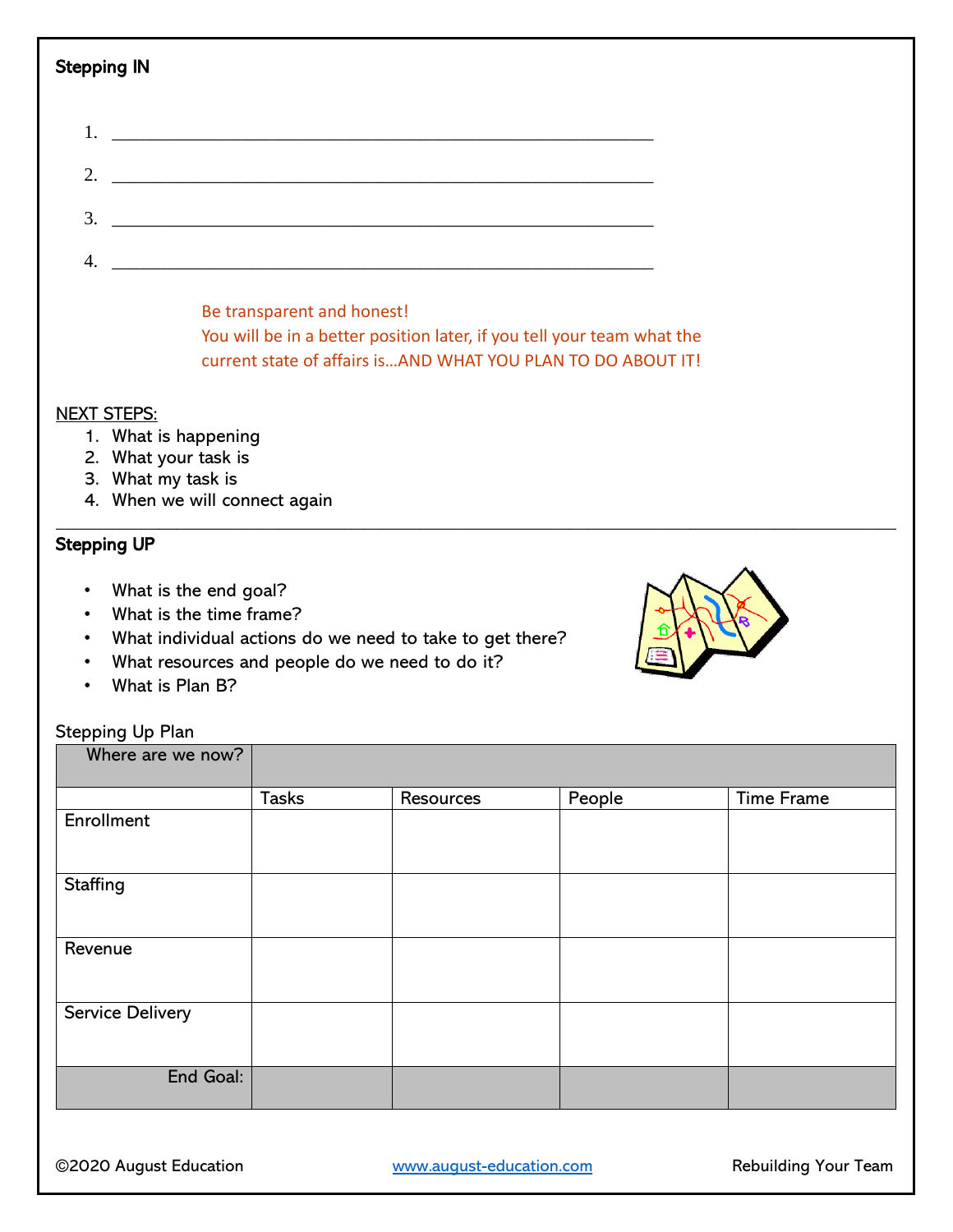## Stepping IN

1. ________________________________________________________________
2. ________________________________________________________________
3. ________________________________________________________________
4. ________________________________________________________________

Be transparent and honest!
You will be in a better position later, if you tell your team what the current state of affairs is…AND WHAT YOU PLAN TO DO ABOUT IT!

NEXT STEPS:

1. What is happening
2. What your task is
3. What my task is
4. When we will connect again

---

## Stepping UP

- What is the end goal?
- What is the time frame?
- What individual actions do we need to take to get there?
- What resources and people do we need to do it?
- What is Plan B?

Stepping Up Plan

| Where are we now? | | | | |
|---|---|---|---|---|
| | Tasks | Resources | People | Time Frame |
| Enrollment | | | | |
| Staffing | | | | |
| Revenue | | | | |
| Service Delivery | | | | |
| End Goal: | | | | |

©2020 August Education www.august-education.com Rebuilding Your Team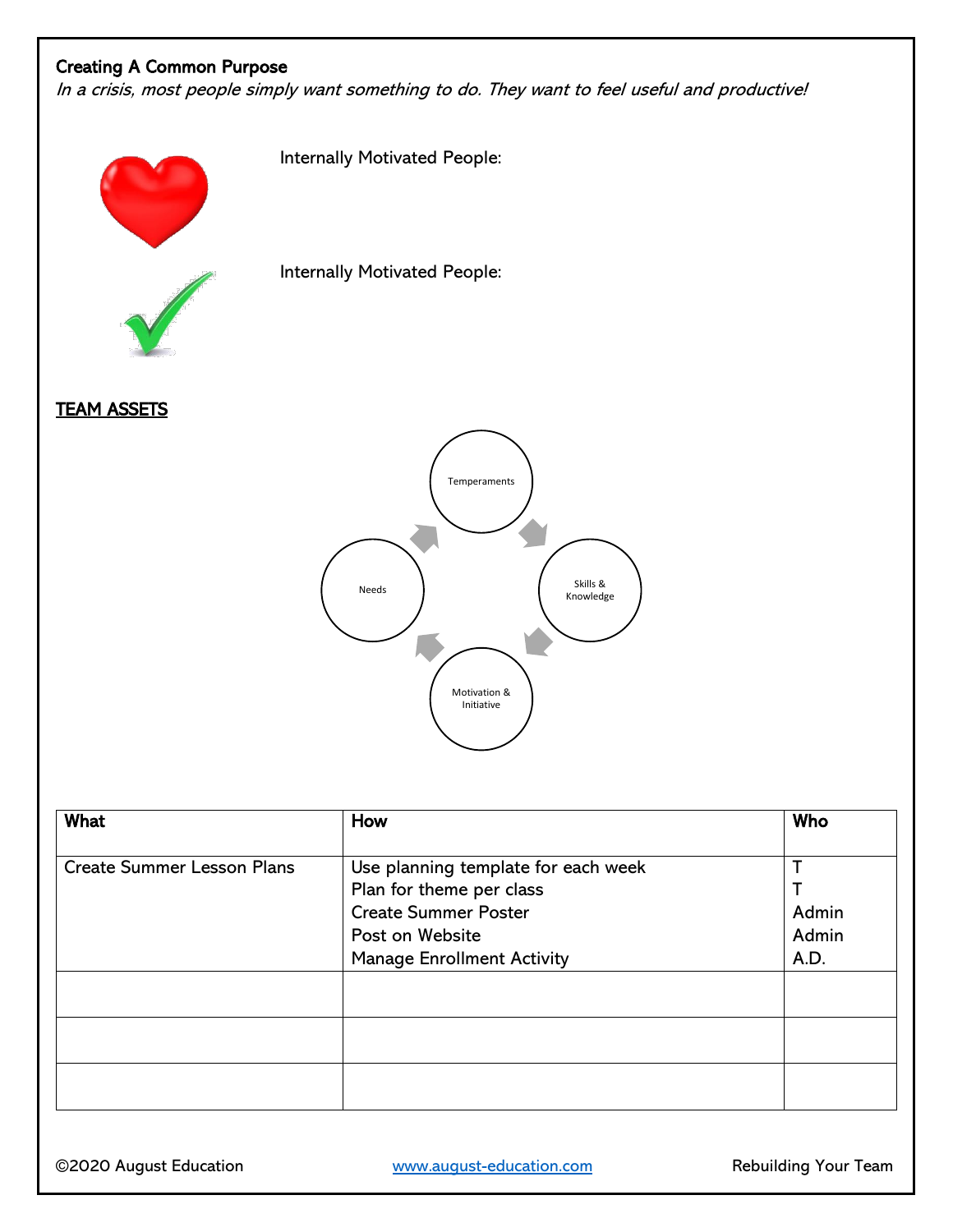**Creating A Common Purpose**

*In a crisis, most people simply want something to do. They want to feel useful and productive!*

Internally Motivated People:

Internally Motivated People:

**TEAM ASSETS**

Temperaments

Skills & Knowledge

Motivation & Initiative

Needs

| What | How | Who |
|---|---|---|
| Create Summer Lesson Plans | Use planning template for each week<br>Plan for theme per class<br>Create Summer Poster<br>Post on Website<br>Manage Enrollment Activity | T<br>T<br>Admin<br>Admin<br>A.D. |
| | | |
| | | |
| | | |

©2020 August Education www.august-education.com Rebuilding Your Team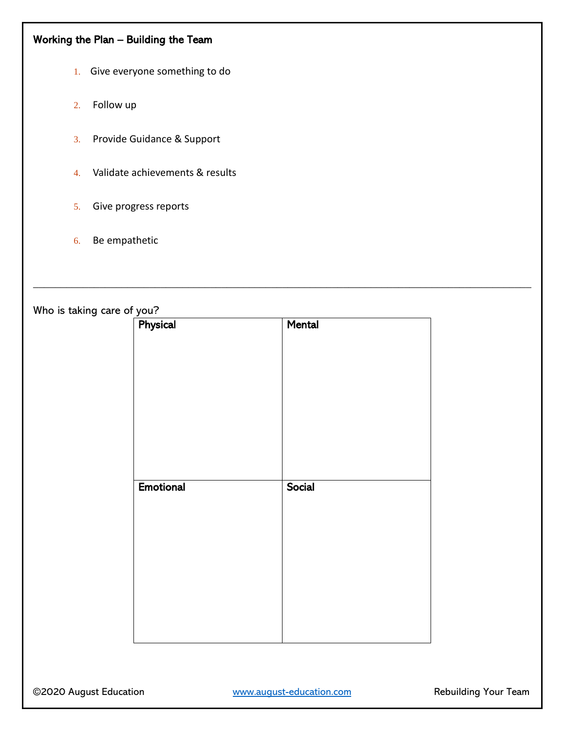**Working the Plan – Building the Team**

1. Give everyone something to do
2. Follow up
3. Provide Guidance & Support
4. Validate achievements & results
5. Give progress reports
6. Be empathetic

---

Who is taking care of you?

| Physical | Mental |
|---|---|
| | |
| **Emotional** | **Social** |
| | |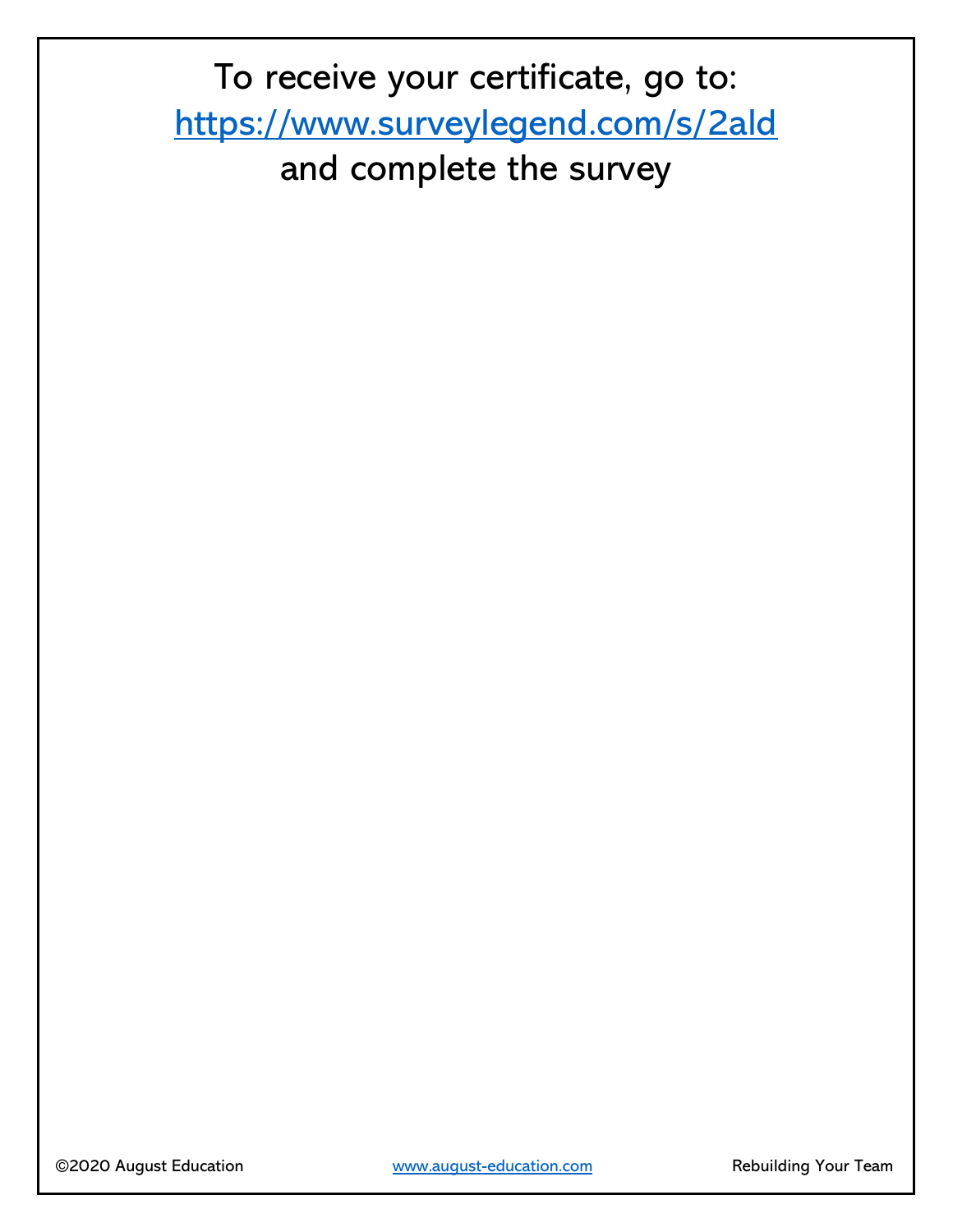To receive your certificate, go to:

[https://www.surveylegend.com/s/2ald](https://www.surveylegend.com/s/2ald)

and complete the survey